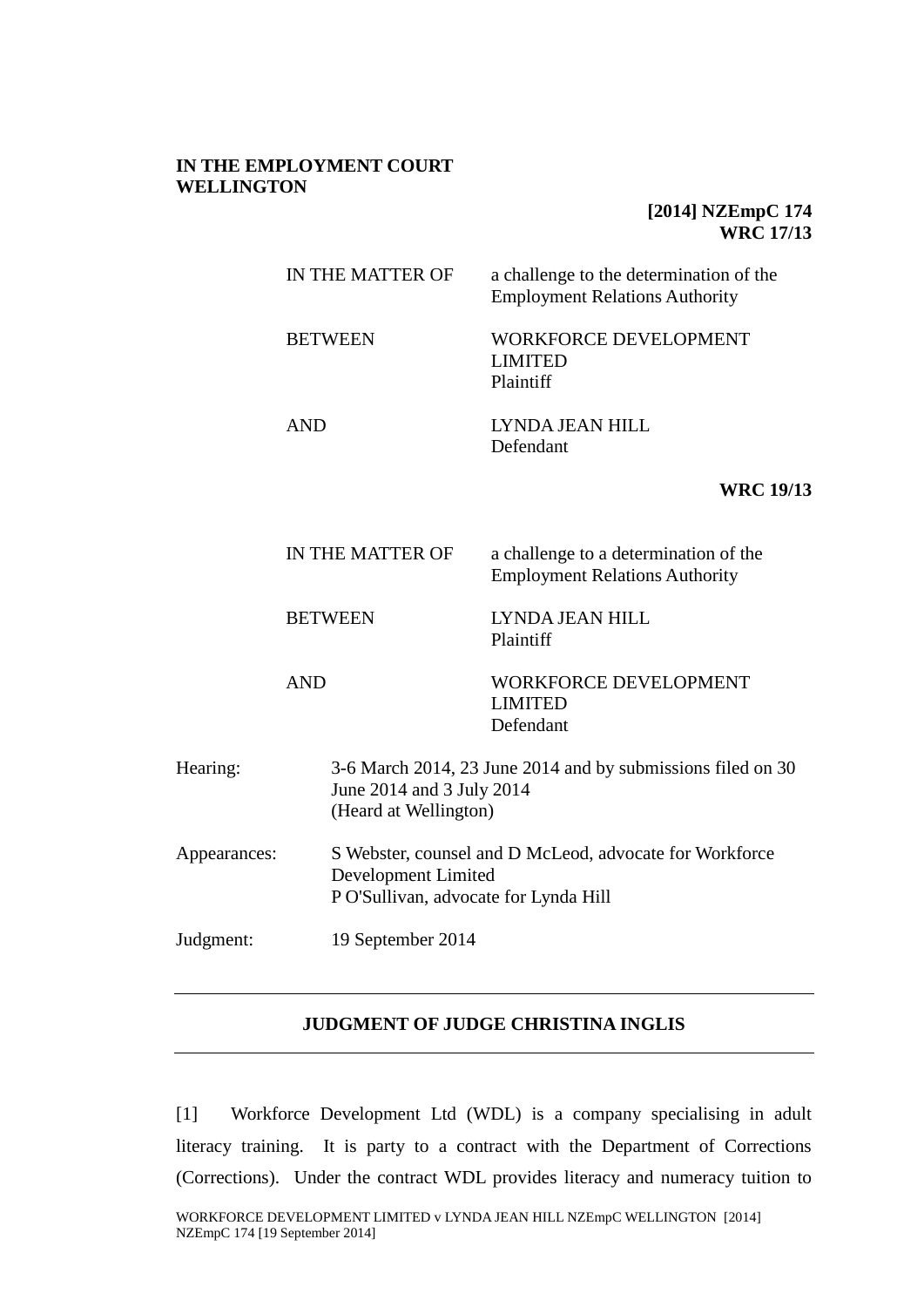**IN THE EMPLOYMENT COURT**
**WELLINGTON**

**[2014] NZEmpC 174**
**WRC 17/13**

| | |
|---|---|
| IN THE MATTER OF | a challenge to the determination of the Employment Relations Authority |
| BETWEEN | WORKFORCE DEVELOPMENT LIMITED<br>Plaintiff |
| AND | LYNDA JEAN HILL<br>Defendant |

**WRC 19/13**

| | |
|---|---|
| IN THE MATTER OF | a challenge to a determination of the Employment Relations Authority |
| BETWEEN | LYNDA JEAN HILL<br>Plaintiff |
| AND | WORKFORCE DEVELOPMENT LIMITED<br>Defendant |

| | |
|---|---|
| Hearing: | 3-6 March 2014, 23 June 2014 and by submissions filed on 30 June 2014 and 3 July 2014<br>(Heard at Wellington) |
| Appearances: | S Webster, counsel and D McLeod, advocate for Workforce Development Limited<br>P O'Sullivan, advocate for Lynda Hill |
| Judgment: | 19 September 2014 |

---

**JUDGMENT OF JUDGE CHRISTINA INGLIS**

---

[1] Workforce Development Ltd (WDL) is a company specialising in adult literacy training. It is party to a contract with the Department of Corrections (Corrections). Under the contract WDL provides literacy and numeracy tuition to

WORKFORCE DEVELOPMENT LIMITED v LYNDA JEAN HILL NZEmpC WELLINGTON [2014] NZEmpC 174 [19 September 2014]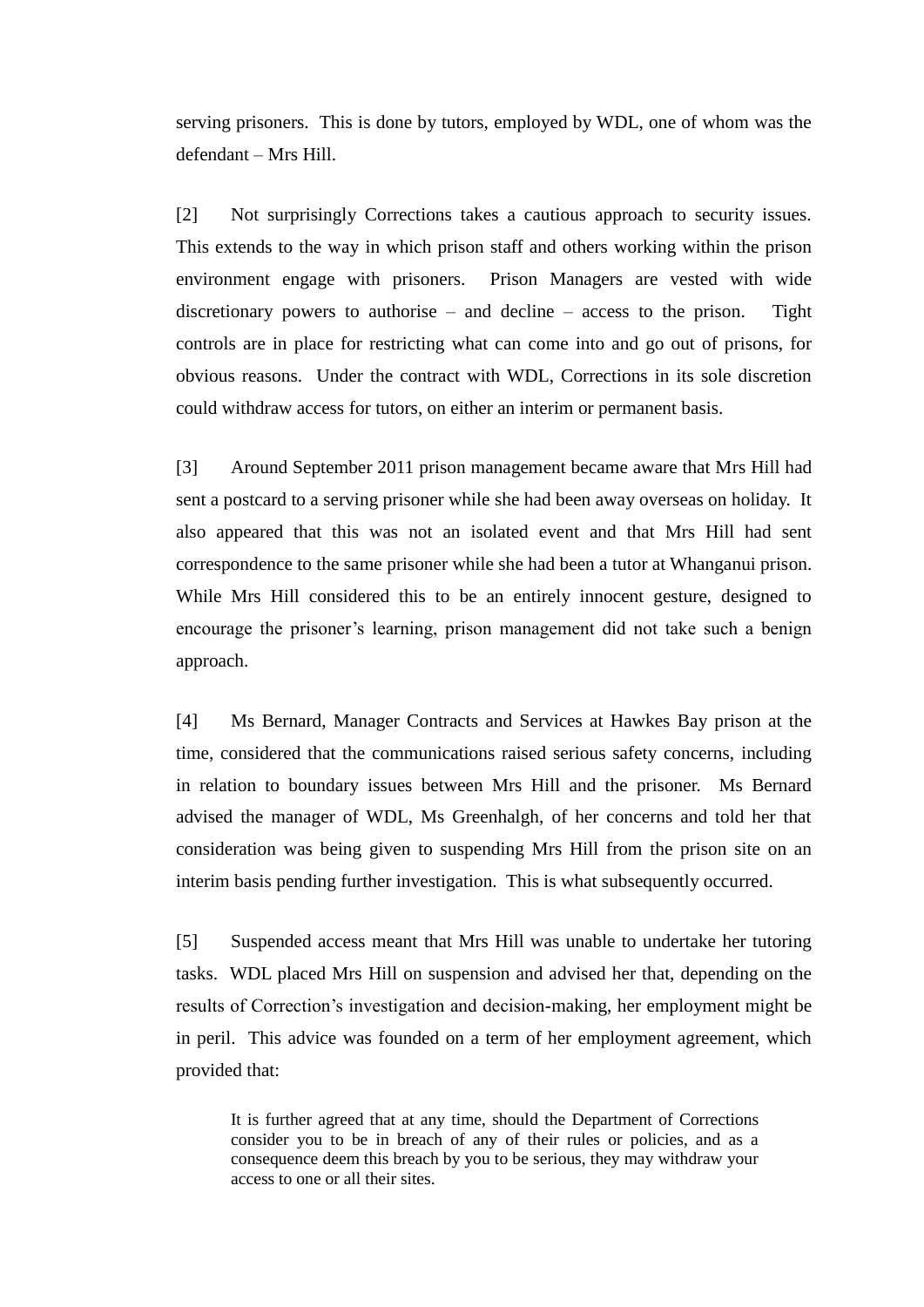serving prisoners. This is done by tutors, employed by WDL, one of whom was the defendant – Mrs Hill.

[2] Not surprisingly Corrections takes a cautious approach to security issues. This extends to the way in which prison staff and others working within the prison environment engage with prisoners. Prison Managers are vested with wide discretionary powers to authorise – and decline – access to the prison. Tight controls are in place for restricting what can come into and go out of prisons, for obvious reasons. Under the contract with WDL, Corrections in its sole discretion could withdraw access for tutors, on either an interim or permanent basis.

[3] Around September 2011 prison management became aware that Mrs Hill had sent a postcard to a serving prisoner while she had been away overseas on holiday. It also appeared that this was not an isolated event and that Mrs Hill had sent correspondence to the same prisoner while she had been a tutor at Whanganui prison. While Mrs Hill considered this to be an entirely innocent gesture, designed to encourage the prisoner's learning, prison management did not take such a benign approach.

[4] Ms Bernard, Manager Contracts and Services at Hawkes Bay prison at the time, considered that the communications raised serious safety concerns, including in relation to boundary issues between Mrs Hill and the prisoner. Ms Bernard advised the manager of WDL, Ms Greenhalgh, of her concerns and told her that consideration was being given to suspending Mrs Hill from the prison site on an interim basis pending further investigation. This is what subsequently occurred.

[5] Suspended access meant that Mrs Hill was unable to undertake her tutoring tasks. WDL placed Mrs Hill on suspension and advised her that, depending on the results of Correction's investigation and decision-making, her employment might be in peril. This advice was founded on a term of her employment agreement, which provided that:

> It is further agreed that at any time, should the Department of Corrections consider you to be in breach of any of their rules or policies, and as a consequence deem this breach by you to be serious, they may withdraw your access to one or all their sites.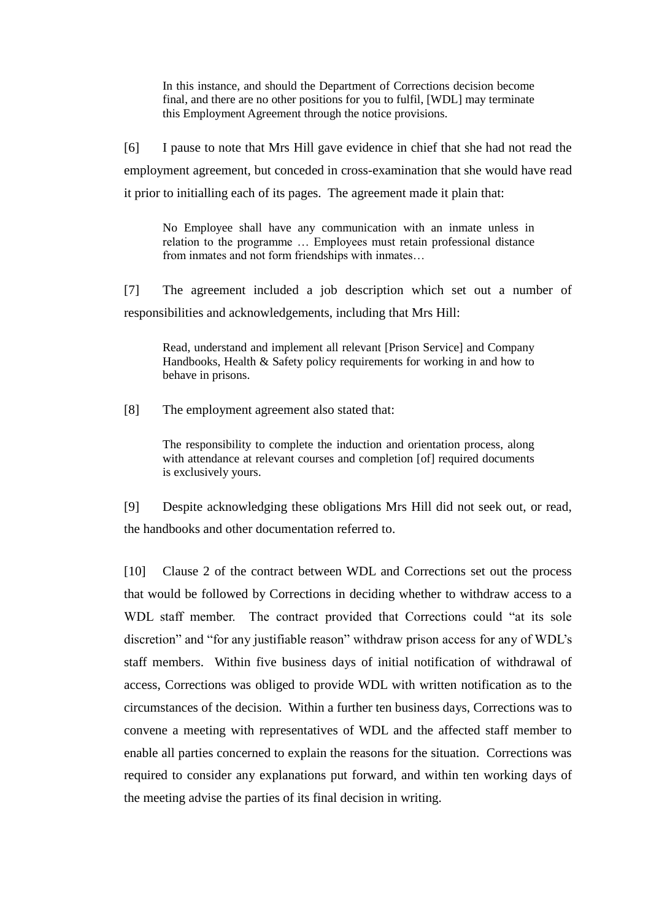> In this instance, and should the Department of Corrections decision become final, and there are no other positions for you to fulfil, [WDL] may terminate this Employment Agreement through the notice provisions.

[6] I pause to note that Mrs Hill gave evidence in chief that she had not read the employment agreement, but conceded in cross-examination that she would have read it prior to initialling each of its pages. The agreement made it plain that:

> No Employee shall have any communication with an inmate unless in relation to the programme … Employees must retain professional distance from inmates and not form friendships with inmates…

[7] The agreement included a job description which set out a number of responsibilities and acknowledgements, including that Mrs Hill:

> Read, understand and implement all relevant [Prison Service] and Company Handbooks, Health & Safety policy requirements for working in and how to behave in prisons.

[8] The employment agreement also stated that:

> The responsibility to complete the induction and orientation process, along with attendance at relevant courses and completion [of] required documents is exclusively yours.

[9] Despite acknowledging these obligations Mrs Hill did not seek out, or read, the handbooks and other documentation referred to.

[10] Clause 2 of the contract between WDL and Corrections set out the process that would be followed by Corrections in deciding whether to withdraw access to a WDL staff member. The contract provided that Corrections could "at its sole discretion" and "for any justifiable reason" withdraw prison access for any of WDL's staff members. Within five business days of initial notification of withdrawal of access, Corrections was obliged to provide WDL with written notification as to the circumstances of the decision. Within a further ten business days, Corrections was to convene a meeting with representatives of WDL and the affected staff member to enable all parties concerned to explain the reasons for the situation. Corrections was required to consider any explanations put forward, and within ten working days of the meeting advise the parties of its final decision in writing.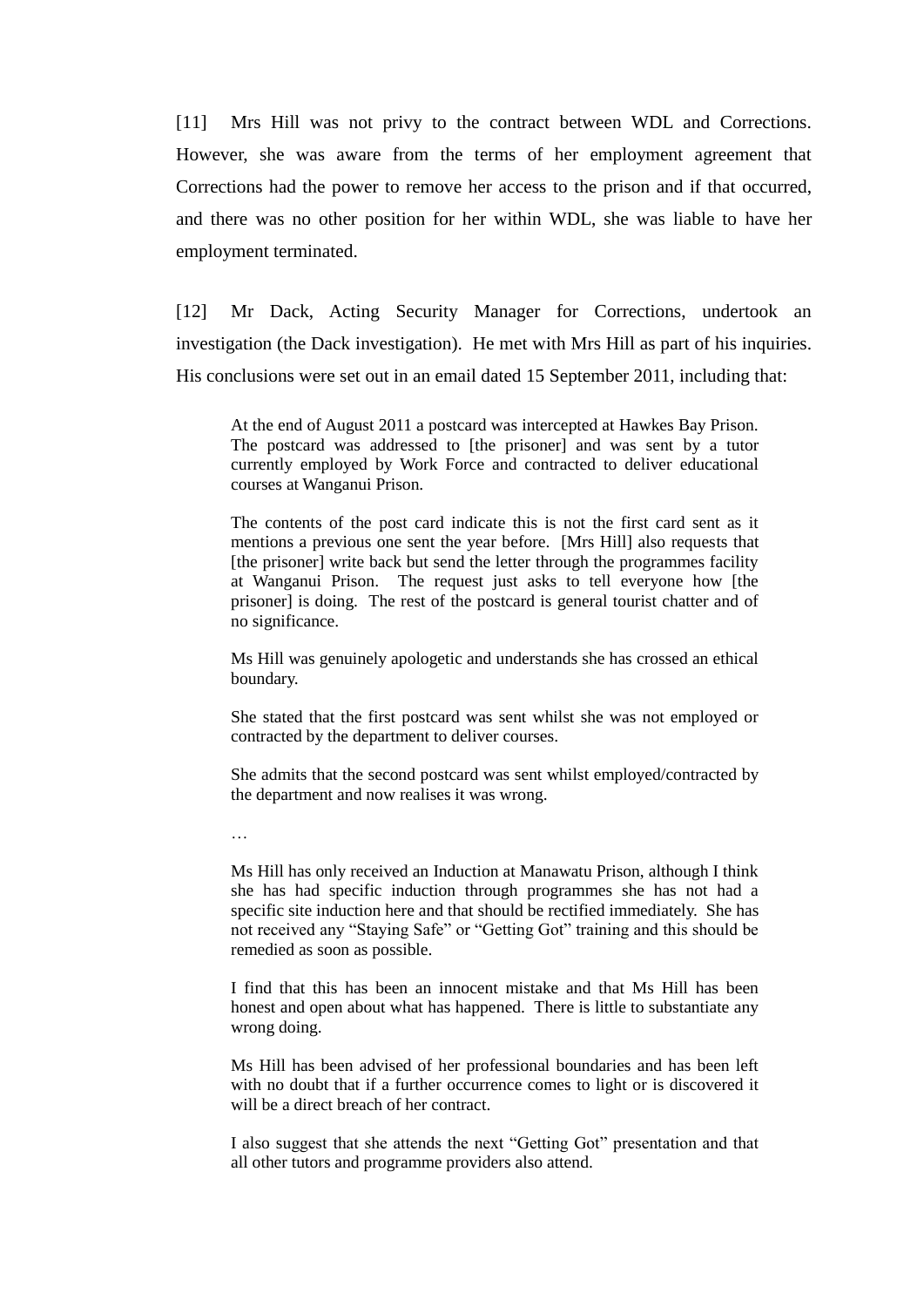[11] Mrs Hill was not privy to the contract between WDL and Corrections. However, she was aware from the terms of her employment agreement that Corrections had the power to remove her access to the prison and if that occurred, and there was no other position for her within WDL, she was liable to have her employment terminated.

[12] Mr Dack, Acting Security Manager for Corrections, undertook an investigation (the Dack investigation). He met with Mrs Hill as part of his inquiries. His conclusions were set out in an email dated 15 September 2011, including that:

> At the end of August 2011 a postcard was intercepted at Hawkes Bay Prison. The postcard was addressed to [the prisoner] and was sent by a tutor currently employed by Work Force and contracted to deliver educational courses at Wanganui Prison.
>
> The contents of the post card indicate this is not the first card sent as it mentions a previous one sent the year before. [Mrs Hill] also requests that [the prisoner] write back but send the letter through the programmes facility at Wanganui Prison. The request just asks to tell everyone how [the prisoner] is doing. The rest of the postcard is general tourist chatter and of no significance.
>
> Ms Hill was genuinely apologetic and understands she has crossed an ethical boundary.
>
> She stated that the first postcard was sent whilst she was not employed or contracted by the department to deliver courses.
>
> She admits that the second postcard was sent whilst employed/contracted by the department and now realises it was wrong.
>
> …
>
> Ms Hill has only received an Induction at Manawatu Prison, although I think she has had specific induction through programmes she has not had a specific site induction here and that should be rectified immediately. She has not received any "Staying Safe" or "Getting Got" training and this should be remedied as soon as possible.
>
> I find that this has been an innocent mistake and that Ms Hill has been honest and open about what has happened. There is little to substantiate any wrong doing.
>
> Ms Hill has been advised of her professional boundaries and has been left with no doubt that if a further occurrence comes to light or is discovered it will be a direct breach of her contract.
>
> I also suggest that she attends the next "Getting Got" presentation and that all other tutors and programme providers also attend.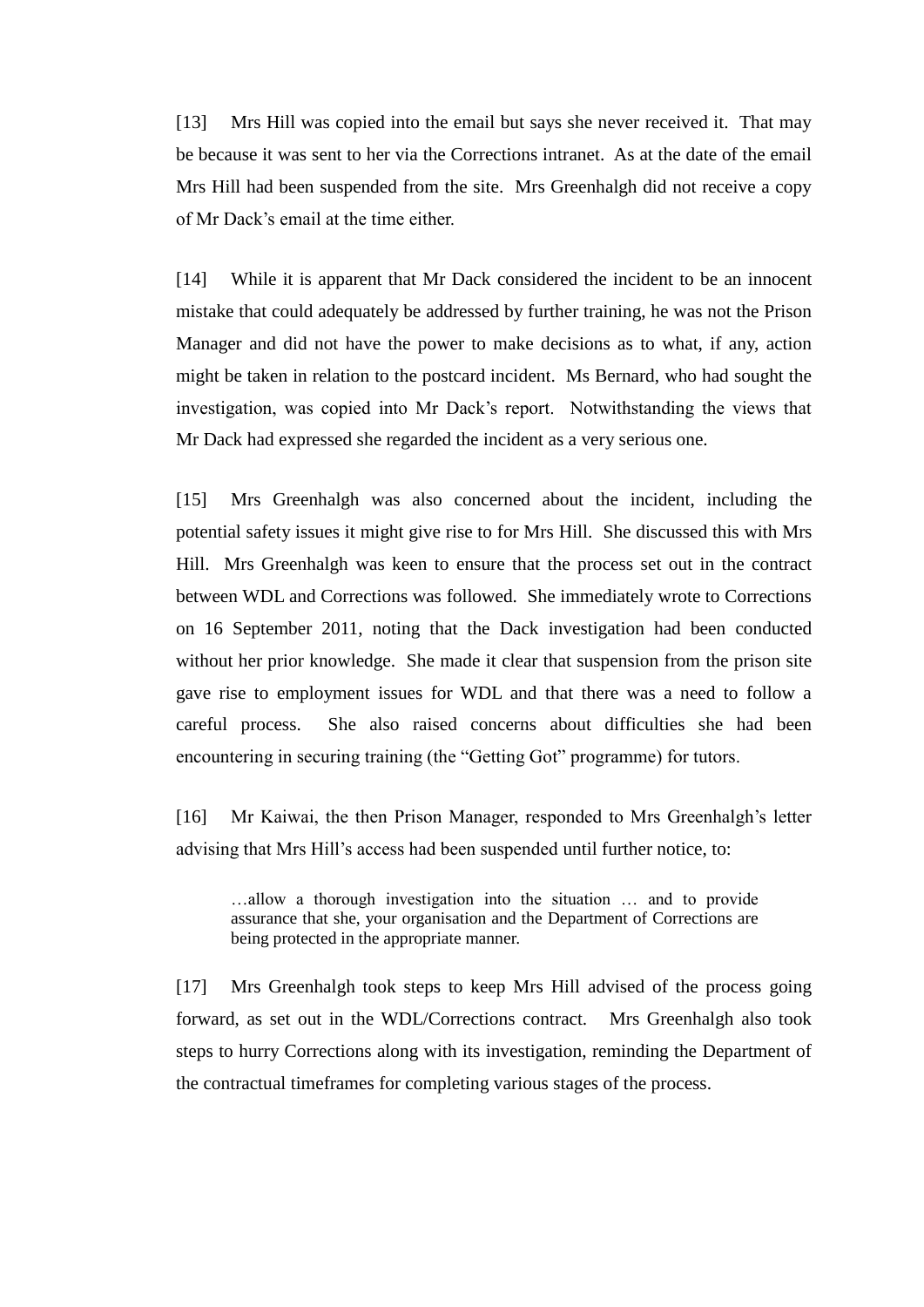[13] Mrs Hill was copied into the email but says she never received it. That may be because it was sent to her via the Corrections intranet. As at the date of the email Mrs Hill had been suspended from the site. Mrs Greenhalgh did not receive a copy of Mr Dack's email at the time either.

[14] While it is apparent that Mr Dack considered the incident to be an innocent mistake that could adequately be addressed by further training, he was not the Prison Manager and did not have the power to make decisions as to what, if any, action might be taken in relation to the postcard incident. Ms Bernard, who had sought the investigation, was copied into Mr Dack's report. Notwithstanding the views that Mr Dack had expressed she regarded the incident as a very serious one.

[15] Mrs Greenhalgh was also concerned about the incident, including the potential safety issues it might give rise to for Mrs Hill. She discussed this with Mrs Hill. Mrs Greenhalgh was keen to ensure that the process set out in the contract between WDL and Corrections was followed. She immediately wrote to Corrections on 16 September 2011, noting that the Dack investigation had been conducted without her prior knowledge. She made it clear that suspension from the prison site gave rise to employment issues for WDL and that there was a need to follow a careful process. She also raised concerns about difficulties she had been encountering in securing training (the "Getting Got" programme) for tutors.

[16] Mr Kaiwai, the then Prison Manager, responded to Mrs Greenhalgh's letter advising that Mrs Hill's access had been suspended until further notice, to:

> …allow a thorough investigation into the situation … and to provide assurance that she, your organisation and the Department of Corrections are being protected in the appropriate manner.

[17] Mrs Greenhalgh took steps to keep Mrs Hill advised of the process going forward, as set out in the WDL/Corrections contract. Mrs Greenhalgh also took steps to hurry Corrections along with its investigation, reminding the Department of the contractual timeframes for completing various stages of the process.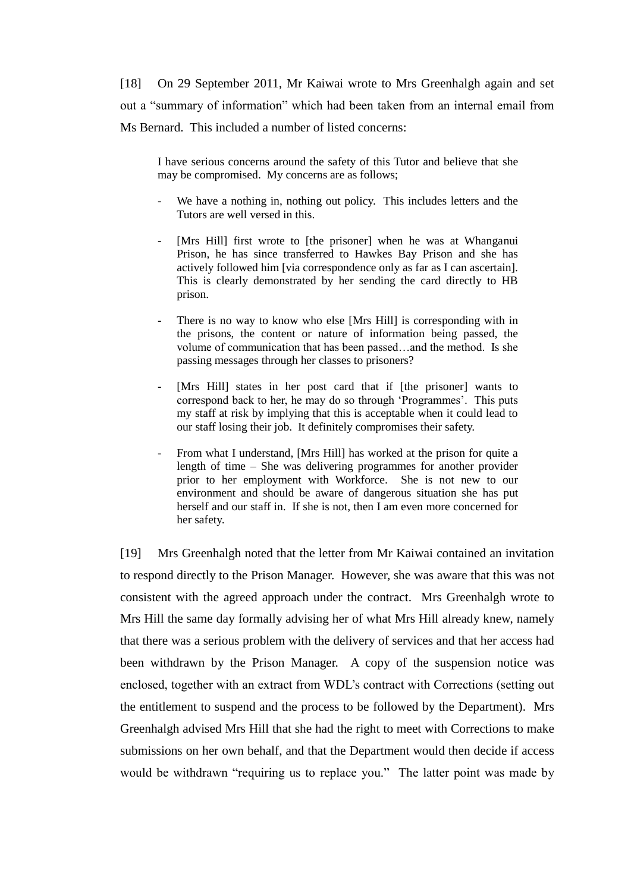[18] On 29 September 2011, Mr Kaiwai wrote to Mrs Greenhalgh again and set out a "summary of information" which had been taken from an internal email from Ms Bernard. This included a number of listed concerns:

> I have serious concerns around the safety of this Tutor and believe that she may be compromised. My concerns are as follows;
>
> - We have a nothing in, nothing out policy. This includes letters and the Tutors are well versed in this.
> - [Mrs Hill] first wrote to [the prisoner] when he was at Whanganui Prison, he has since transferred to Hawkes Bay Prison and she has actively followed him [via correspondence only as far as I can ascertain]. This is clearly demonstrated by her sending the card directly to HB prison.
> - There is no way to know who else [Mrs Hill] is corresponding with in the prisons, the content or nature of information being passed, the volume of communication that has been passed…and the method. Is she passing messages through her classes to prisoners?
> - [Mrs Hill] states in her post card that if [the prisoner] wants to correspond back to her, he may do so through 'Programmes'. This puts my staff at risk by implying that this is acceptable when it could lead to our staff losing their job. It definitely compromises their safety.
> - From what I understand, [Mrs Hill] has worked at the prison for quite a length of time – She was delivering programmes for another provider prior to her employment with Workforce. She is not new to our environment and should be aware of dangerous situation she has put herself and our staff in. If she is not, then I am even more concerned for her safety.

[19] Mrs Greenhalgh noted that the letter from Mr Kaiwai contained an invitation to respond directly to the Prison Manager. However, she was aware that this was not consistent with the agreed approach under the contract. Mrs Greenhalgh wrote to Mrs Hill the same day formally advising her of what Mrs Hill already knew, namely that there was a serious problem with the delivery of services and that her access had been withdrawn by the Prison Manager. A copy of the suspension notice was enclosed, together with an extract from WDL's contract with Corrections (setting out the entitlement to suspend and the process to be followed by the Department). Mrs Greenhalgh advised Mrs Hill that she had the right to meet with Corrections to make submissions on her own behalf, and that the Department would then decide if access would be withdrawn "requiring us to replace you." The latter point was made by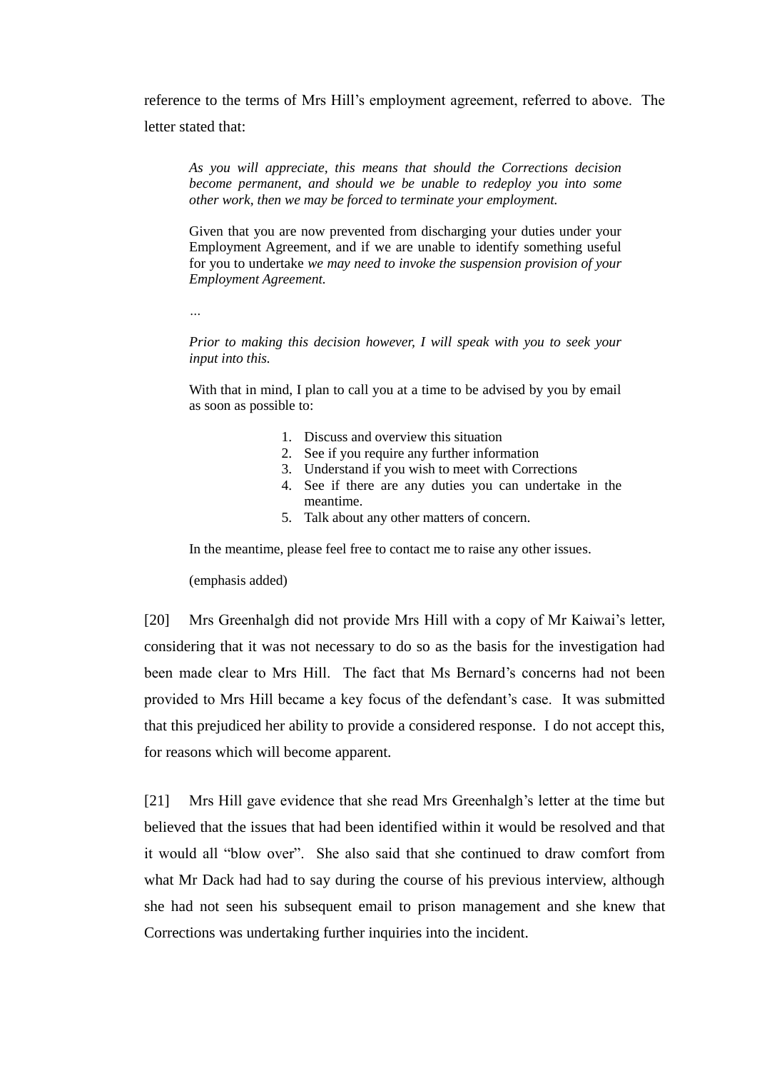reference to the terms of Mrs Hill's employment agreement, referred to above. The letter stated that:

> *As you will appreciate, this means that should the Corrections decision become permanent, and should we be unable to redeploy you into some other work, then we may be forced to terminate your employment.*
>
> Given that you are now prevented from discharging your duties under your Employment Agreement, and if we are unable to identify something useful for you to undertake *we may need to invoke the suspension provision of your Employment Agreement.*
>
> …
>
> *Prior to making this decision however, I will speak with you to seek your input into this.*
>
> With that in mind, I plan to call you at a time to be advised by you by email as soon as possible to:
>
> 1. Discuss and overview this situation
> 2. See if you require any further information
> 3. Understand if you wish to meet with Corrections
> 4. See if there are any duties you can undertake in the meantime.
> 5. Talk about any other matters of concern.
>
> In the meantime, please feel free to contact me to raise any other issues.
>
> (emphasis added)

[20] Mrs Greenhalgh did not provide Mrs Hill with a copy of Mr Kaiwai's letter, considering that it was not necessary to do so as the basis for the investigation had been made clear to Mrs Hill. The fact that Ms Bernard's concerns had not been provided to Mrs Hill became a key focus of the defendant's case. It was submitted that this prejudiced her ability to provide a considered response. I do not accept this, for reasons which will become apparent.

[21] Mrs Hill gave evidence that she read Mrs Greenhalgh's letter at the time but believed that the issues that had been identified within it would be resolved and that it would all "blow over". She also said that she continued to draw comfort from what Mr Dack had had to say during the course of his previous interview, although she had not seen his subsequent email to prison management and she knew that Corrections was undertaking further inquiries into the incident.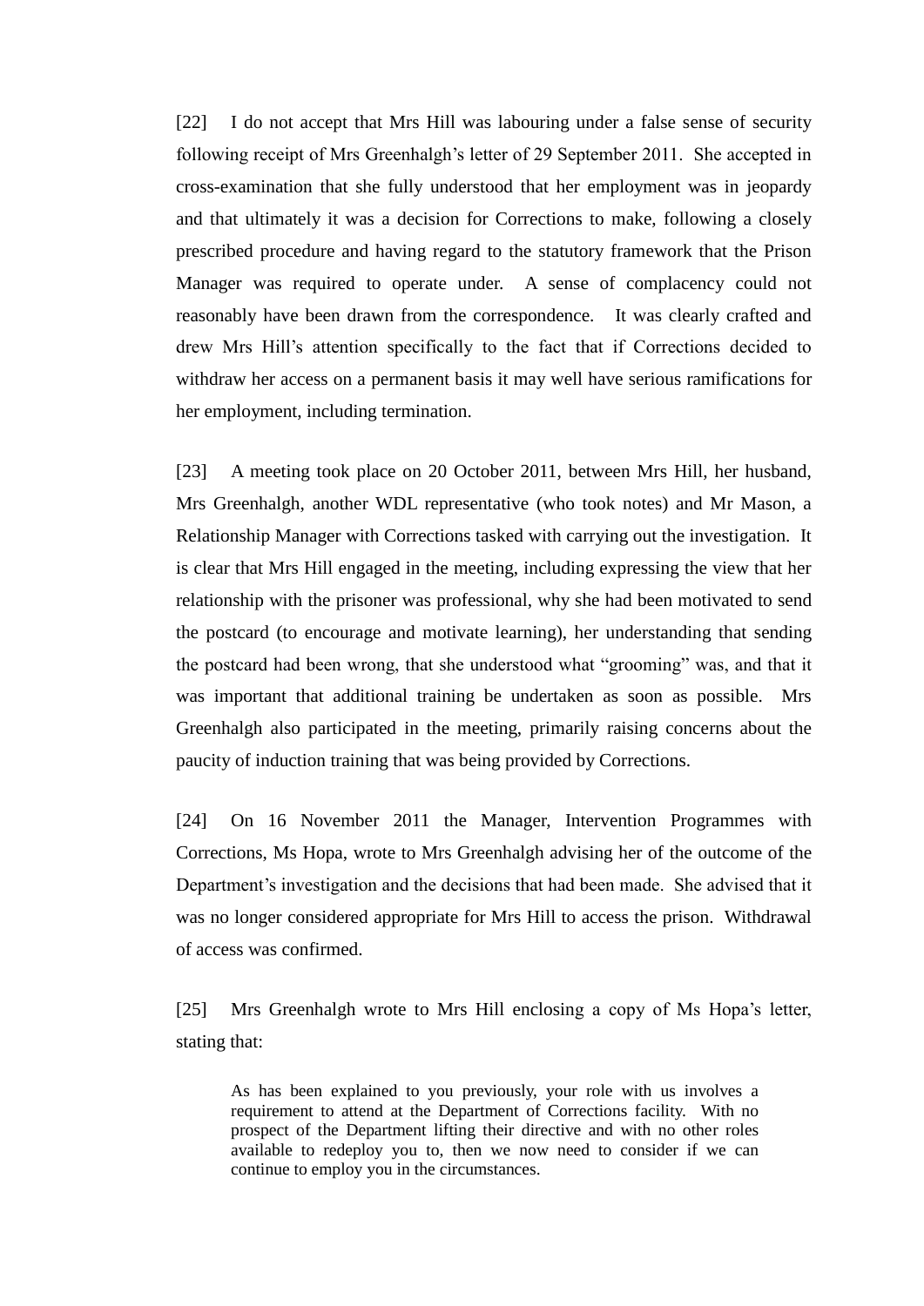[22] I do not accept that Mrs Hill was labouring under a false sense of security following receipt of Mrs Greenhalgh's letter of 29 September 2011. She accepted in cross-examination that she fully understood that her employment was in jeopardy and that ultimately it was a decision for Corrections to make, following a closely prescribed procedure and having regard to the statutory framework that the Prison Manager was required to operate under. A sense of complacency could not reasonably have been drawn from the correspondence. It was clearly crafted and drew Mrs Hill's attention specifically to the fact that if Corrections decided to withdraw her access on a permanent basis it may well have serious ramifications for her employment, including termination.

[23] A meeting took place on 20 October 2011, between Mrs Hill, her husband, Mrs Greenhalgh, another WDL representative (who took notes) and Mr Mason, a Relationship Manager with Corrections tasked with carrying out the investigation. It is clear that Mrs Hill engaged in the meeting, including expressing the view that her relationship with the prisoner was professional, why she had been motivated to send the postcard (to encourage and motivate learning), her understanding that sending the postcard had been wrong, that she understood what "grooming" was, and that it was important that additional training be undertaken as soon as possible. Mrs Greenhalgh also participated in the meeting, primarily raising concerns about the paucity of induction training that was being provided by Corrections.

[24] On 16 November 2011 the Manager, Intervention Programmes with Corrections, Ms Hopa, wrote to Mrs Greenhalgh advising her of the outcome of the Department's investigation and the decisions that had been made. She advised that it was no longer considered appropriate for Mrs Hill to access the prison. Withdrawal of access was confirmed.

[25] Mrs Greenhalgh wrote to Mrs Hill enclosing a copy of Ms Hopa's letter, stating that:

> As has been explained to you previously, your role with us involves a requirement to attend at the Department of Corrections facility. With no prospect of the Department lifting their directive and with no other roles available to redeploy you to, then we now need to consider if we can continue to employ you in the circumstances.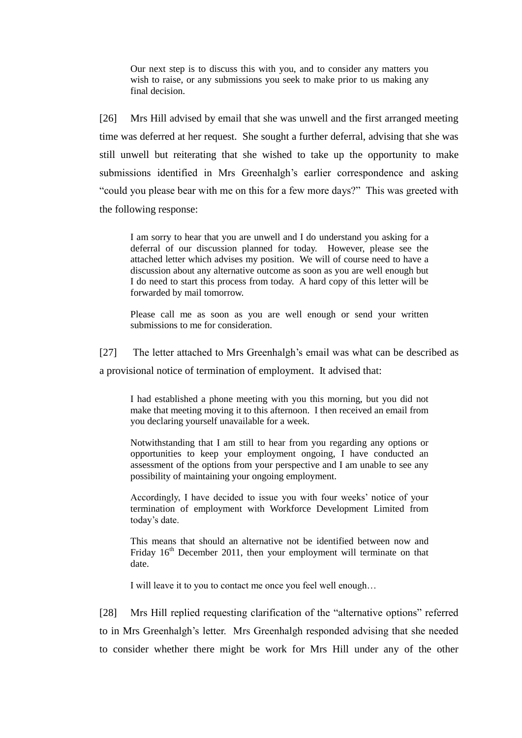> Our next step is to discuss this with you, and to consider any matters you wish to raise, or any submissions you seek to make prior to us making any final decision.

[26] Mrs Hill advised by email that she was unwell and the first arranged meeting time was deferred at her request. She sought a further deferral, advising that she was still unwell but reiterating that she wished to take up the opportunity to make submissions identified in Mrs Greenhalgh's earlier correspondence and asking "could you please bear with me on this for a few more days?" This was greeted with the following response:

> I am sorry to hear that you are unwell and I do understand you asking for a deferral of our discussion planned for today. However, please see the attached letter which advises my position. We will of course need to have a discussion about any alternative outcome as soon as you are well enough but I do need to start this process from today. A hard copy of this letter will be forwarded by mail tomorrow.
>
> Please call me as soon as you are well enough or send your written submissions to me for consideration.

[27] The letter attached to Mrs Greenhalgh's email was what can be described as a provisional notice of termination of employment. It advised that:

> I had established a phone meeting with you this morning, but you did not make that meeting moving it to this afternoon. I then received an email from you declaring yourself unavailable for a week.
>
> Notwithstanding that I am still to hear from you regarding any options or opportunities to keep your employment ongoing, I have conducted an assessment of the options from your perspective and I am unable to see any possibility of maintaining your ongoing employment.
>
> Accordingly, I have decided to issue you with four weeks' notice of your termination of employment with Workforce Development Limited from today's date.
>
> This means that should an alternative not be identified between now and Friday 16th December 2011, then your employment will terminate on that date.
>
> I will leave it to you to contact me once you feel well enough…

[28] Mrs Hill replied requesting clarification of the "alternative options" referred to in Mrs Greenhalgh's letter. Mrs Greenhalgh responded advising that she needed to consider whether there might be work for Mrs Hill under any of the other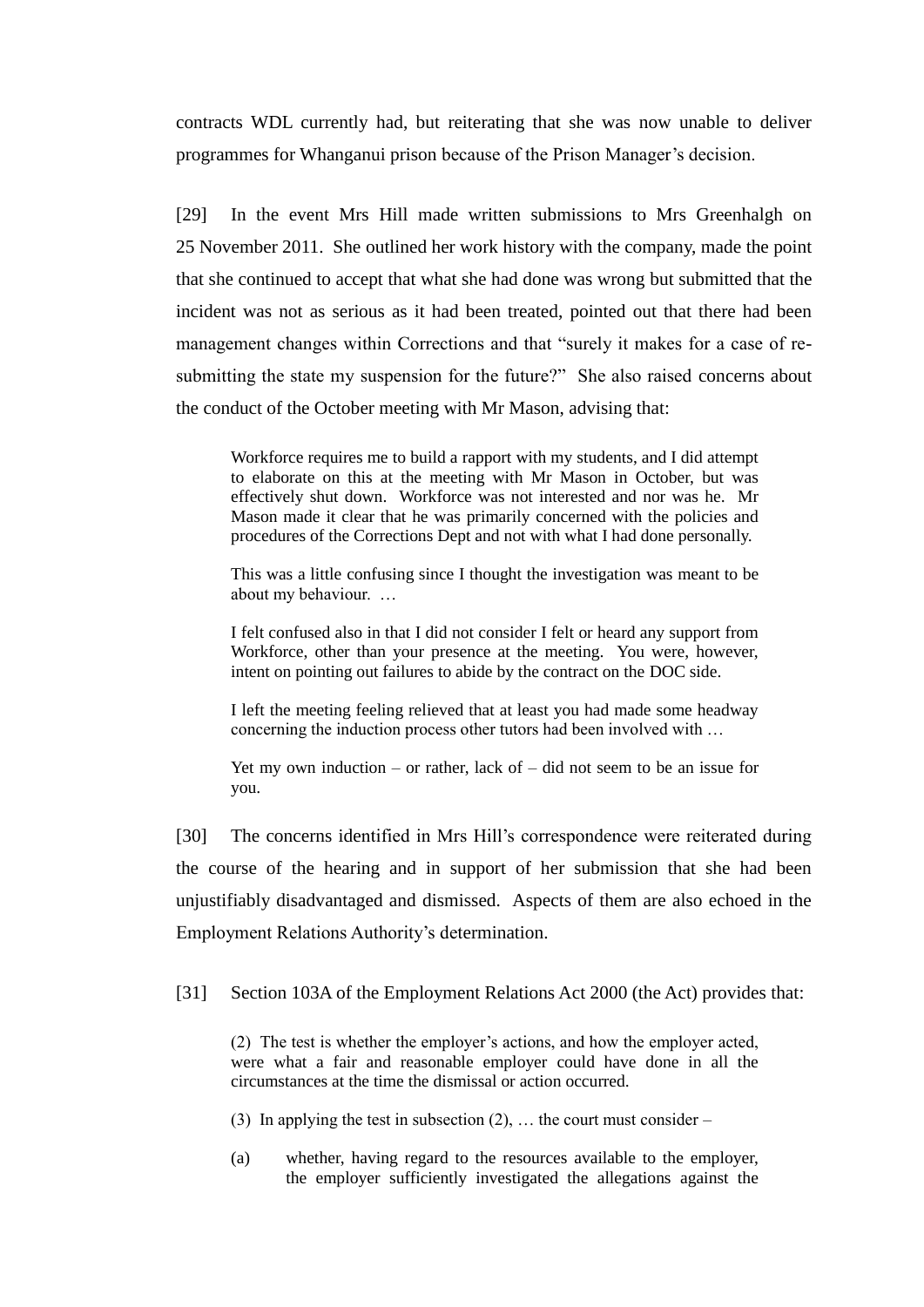contracts WDL currently had, but reiterating that she was now unable to deliver programmes for Whanganui prison because of the Prison Manager's decision.

[29] In the event Mrs Hill made written submissions to Mrs Greenhalgh on 25 November 2011. She outlined her work history with the company, made the point that she continued to accept that what she had done was wrong but submitted that the incident was not as serious as it had been treated, pointed out that there had been management changes within Corrections and that "surely it makes for a case of re-submitting the state my suspension for the future?" She also raised concerns about the conduct of the October meeting with Mr Mason, advising that:

> Workforce requires me to build a rapport with my students, and I did attempt to elaborate on this at the meeting with Mr Mason in October, but was effectively shut down. Workforce was not interested and nor was he. Mr Mason made it clear that he was primarily concerned with the policies and procedures of the Corrections Dept and not with what I had done personally.
>
> This was a little confusing since I thought the investigation was meant to be about my behaviour. …
>
> I felt confused also in that I did not consider I felt or heard any support from Workforce, other than your presence at the meeting. You were, however, intent on pointing out failures to abide by the contract on the DOC side.
>
> I left the meeting feeling relieved that at least you had made some headway concerning the induction process other tutors had been involved with …
>
> Yet my own induction – or rather, lack of – did not seem to be an issue for you.

[30] The concerns identified in Mrs Hill's correspondence were reiterated during the course of the hearing and in support of her submission that she had been unjustifiably disadvantaged and dismissed. Aspects of them are also echoed in the Employment Relations Authority's determination.

[31] Section 103A of the Employment Relations Act 2000 (the Act) provides that:

> (2) The test is whether the employer's actions, and how the employer acted, were what a fair and reasonable employer could have done in all the circumstances at the time the dismissal or action occurred.
>
> (3) In applying the test in subsection (2), … the court must consider –
>
> (a) whether, having regard to the resources available to the employer, the employer sufficiently investigated the allegations against the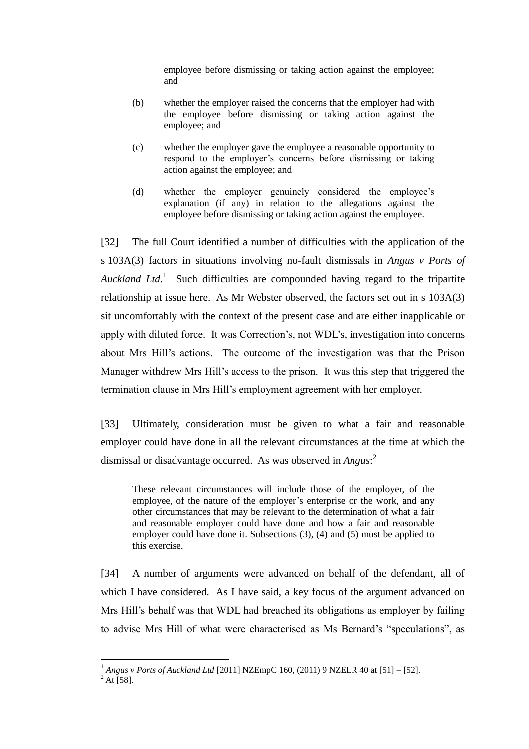> employee before dismissing or taking action against the employee; and
>
> (b) whether the employer raised the concerns that the employer had with the employee before dismissing or taking action against the employee; and
>
> (c) whether the employer gave the employee a reasonable opportunity to respond to the employer's concerns before dismissing or taking action against the employee; and
>
> (d) whether the employer genuinely considered the employee's explanation (if any) in relation to the allegations against the employee before dismissing or taking action against the employee.

[32] The full Court identified a number of difficulties with the application of the s 103A(3) factors in situations involving no-fault dismissals in *Angus v Ports of Auckland Ltd*.[1] Such difficulties are compounded having regard to the tripartite relationship at issue here. As Mr Webster observed, the factors set out in s 103A(3) sit uncomfortably with the context of the present case and are either inapplicable or apply with diluted force. It was Correction's, not WDL's, investigation into concerns about Mrs Hill's actions. The outcome of the investigation was that the Prison Manager withdrew Mrs Hill's access to the prison. It was this step that triggered the termination clause in Mrs Hill's employment agreement with her employer.

[33] Ultimately, consideration must be given to what a fair and reasonable employer could have done in all the relevant circumstances at the time at which the dismissal or disadvantage occurred. As was observed in *Angus*:[2]

> These relevant circumstances will include those of the employer, of the employee, of the nature of the employer's enterprise or the work, and any other circumstances that may be relevant to the determination of what a fair and reasonable employer could have done and how a fair and reasonable employer could have done it. Subsections (3), (4) and (5) must be applied to this exercise.

[34] A number of arguments were advanced on behalf of the defendant, all of which I have considered. As I have said, a key focus of the argument advanced on Mrs Hill's behalf was that WDL had breached its obligations as employer by failing to advise Mrs Hill of what were characterised as Ms Bernard's "speculations", as

---

[1] *Angus v Ports of Auckland Ltd* [2011] NZEmpC 160, (2011) 9 NZELR 40 at [51] – [52].

[2] At [58].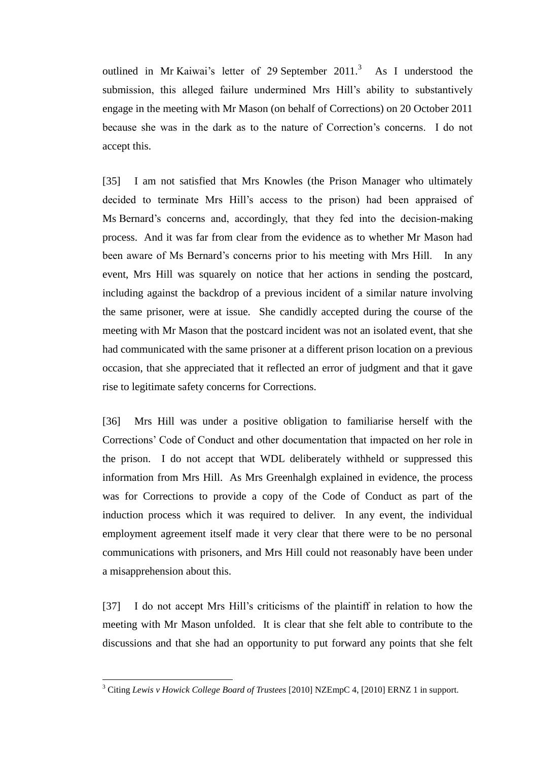outlined in Mr Kaiwai's letter of 29 September 2011.[3] As I understood the submission, this alleged failure undermined Mrs Hill's ability to substantively engage in the meeting with Mr Mason (on behalf of Corrections) on 20 October 2011 because she was in the dark as to the nature of Correction's concerns. I do not accept this.

[35] I am not satisfied that Mrs Knowles (the Prison Manager who ultimately decided to terminate Mrs Hill's access to the prison) had been appraised of Ms Bernard's concerns and, accordingly, that they fed into the decision-making process. And it was far from clear from the evidence as to whether Mr Mason had been aware of Ms Bernard's concerns prior to his meeting with Mrs Hill. In any event, Mrs Hill was squarely on notice that her actions in sending the postcard, including against the backdrop of a previous incident of a similar nature involving the same prisoner, were at issue. She candidly accepted during the course of the meeting with Mr Mason that the postcard incident was not an isolated event, that she had communicated with the same prisoner at a different prison location on a previous occasion, that she appreciated that it reflected an error of judgment and that it gave rise to legitimate safety concerns for Corrections.

[36] Mrs Hill was under a positive obligation to familiarise herself with the Corrections' Code of Conduct and other documentation that impacted on her role in the prison. I do not accept that WDL deliberately withheld or suppressed this information from Mrs Hill. As Mrs Greenhalgh explained in evidence, the process was for Corrections to provide a copy of the Code of Conduct as part of the induction process which it was required to deliver. In any event, the individual employment agreement itself made it very clear that there were to be no personal communications with prisoners, and Mrs Hill could not reasonably have been under a misapprehension about this.

[37] I do not accept Mrs Hill's criticisms of the plaintiff in relation to how the meeting with Mr Mason unfolded. It is clear that she felt able to contribute to the discussions and that she had an opportunity to put forward any points that she felt

---

[3] Citing *Lewis v Howick College Board of Trustees* [2010] NZEmpC 4, [2010] ERNZ 1 in support.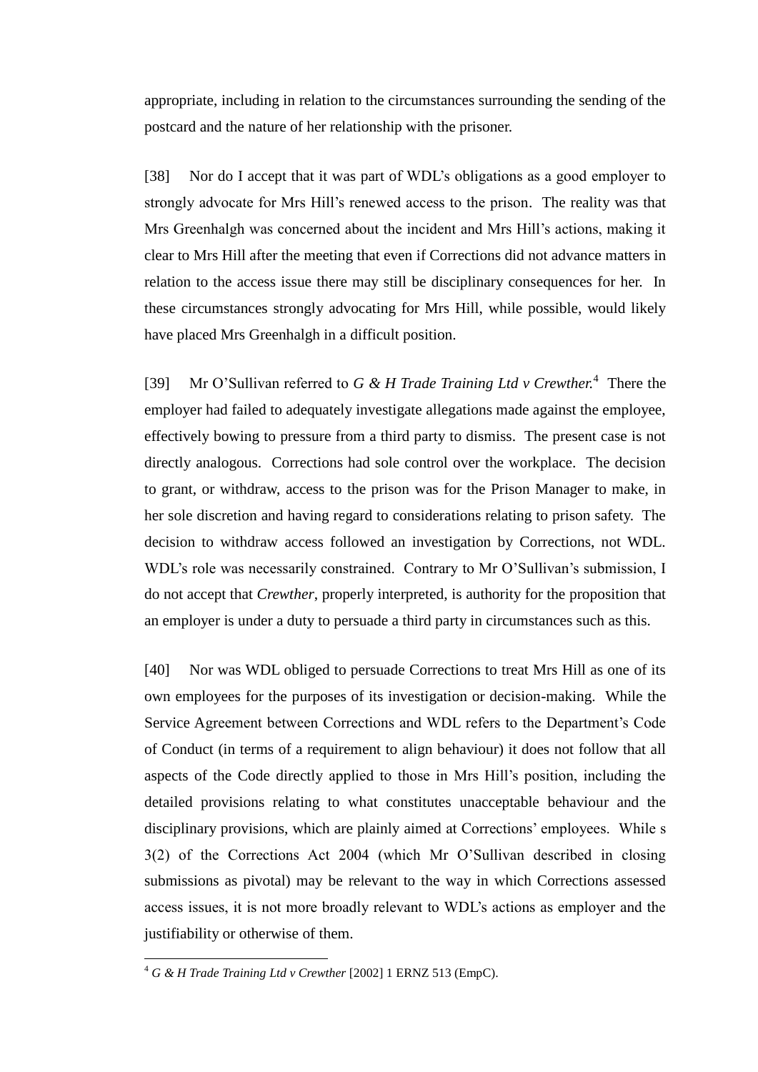appropriate, including in relation to the circumstances surrounding the sending of the postcard and the nature of her relationship with the prisoner.

[38] Nor do I accept that it was part of WDL's obligations as a good employer to strongly advocate for Mrs Hill's renewed access to the prison. The reality was that Mrs Greenhalgh was concerned about the incident and Mrs Hill's actions, making it clear to Mrs Hill after the meeting that even if Corrections did not advance matters in relation to the access issue there may still be disciplinary consequences for her. In these circumstances strongly advocating for Mrs Hill, while possible, would likely have placed Mrs Greenhalgh in a difficult position.

[39] Mr O'Sullivan referred to *G & H Trade Training Ltd v Crewther.*[4] There the employer had failed to adequately investigate allegations made against the employee, effectively bowing to pressure from a third party to dismiss. The present case is not directly analogous. Corrections had sole control over the workplace. The decision to grant, or withdraw, access to the prison was for the Prison Manager to make, in her sole discretion and having regard to considerations relating to prison safety. The decision to withdraw access followed an investigation by Corrections, not WDL. WDL's role was necessarily constrained. Contrary to Mr O'Sullivan's submission, I do not accept that *Crewther*, properly interpreted, is authority for the proposition that an employer is under a duty to persuade a third party in circumstances such as this.

[40] Nor was WDL obliged to persuade Corrections to treat Mrs Hill as one of its own employees for the purposes of its investigation or decision-making. While the Service Agreement between Corrections and WDL refers to the Department's Code of Conduct (in terms of a requirement to align behaviour) it does not follow that all aspects of the Code directly applied to those in Mrs Hill's position, including the detailed provisions relating to what constitutes unacceptable behaviour and the disciplinary provisions, which are plainly aimed at Corrections' employees. While s 3(2) of the Corrections Act 2004 (which Mr O'Sullivan described in closing submissions as pivotal) may be relevant to the way in which Corrections assessed access issues, it is not more broadly relevant to WDL's actions as employer and the justifiability or otherwise of them.

---

[4] *G & H Trade Training Ltd v Crewther* [2002] 1 ERNZ 513 (EmpC).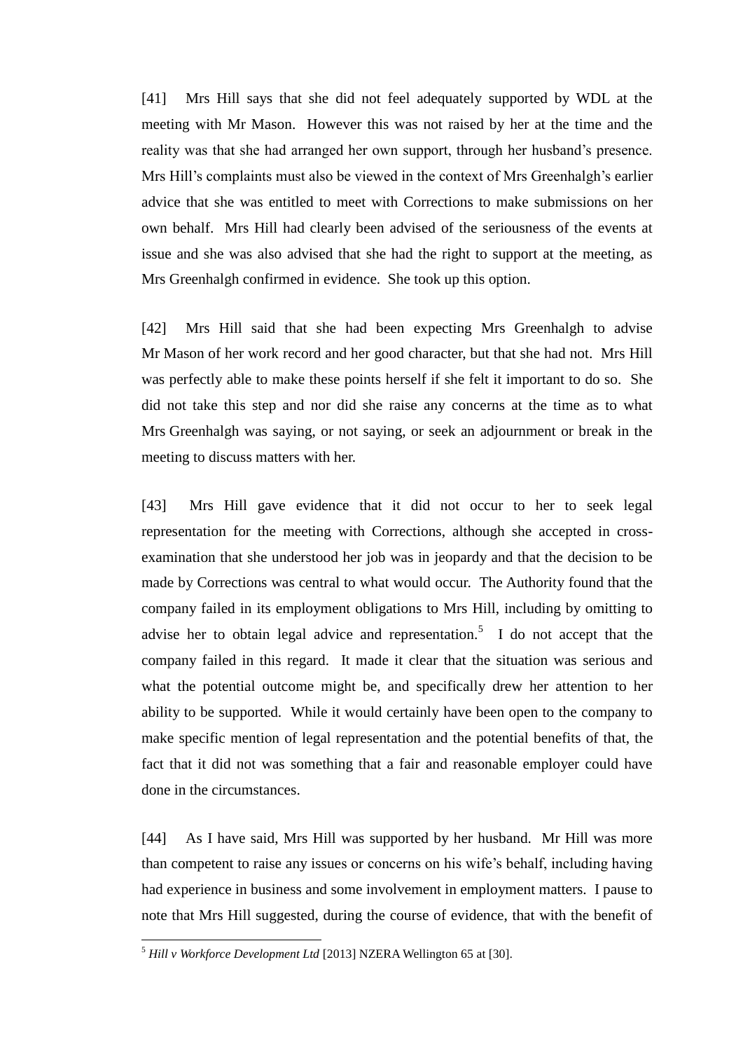[41] Mrs Hill says that she did not feel adequately supported by WDL at the meeting with Mr Mason. However this was not raised by her at the time and the reality was that she had arranged her own support, through her husband's presence. Mrs Hill's complaints must also be viewed in the context of Mrs Greenhalgh's earlier advice that she was entitled to meet with Corrections to make submissions on her own behalf. Mrs Hill had clearly been advised of the seriousness of the events at issue and she was also advised that she had the right to support at the meeting, as Mrs Greenhalgh confirmed in evidence. She took up this option.

[42] Mrs Hill said that she had been expecting Mrs Greenhalgh to advise Mr Mason of her work record and her good character, but that she had not. Mrs Hill was perfectly able to make these points herself if she felt it important to do so. She did not take this step and nor did she raise any concerns at the time as to what Mrs Greenhalgh was saying, or not saying, or seek an adjournment or break in the meeting to discuss matters with her.

[43] Mrs Hill gave evidence that it did not occur to her to seek legal representation for the meeting with Corrections, although she accepted in cross-examination that she understood her job was in jeopardy and that the decision to be made by Corrections was central to what would occur. The Authority found that the company failed in its employment obligations to Mrs Hill, including by omitting to advise her to obtain legal advice and representation.[5] I do not accept that the company failed in this regard. It made it clear that the situation was serious and what the potential outcome might be, and specifically drew her attention to her ability to be supported. While it would certainly have been open to the company to make specific mention of legal representation and the potential benefits of that, the fact that it did not was something that a fair and reasonable employer could have done in the circumstances.

[44] As I have said, Mrs Hill was supported by her husband. Mr Hill was more than competent to raise any issues or concerns on his wife's behalf, including having had experience in business and some involvement in employment matters. I pause to note that Mrs Hill suggested, during the course of evidence, that with the benefit of

[5] *Hill v Workforce Development Ltd* [2013] NZERA Wellington 65 at [30].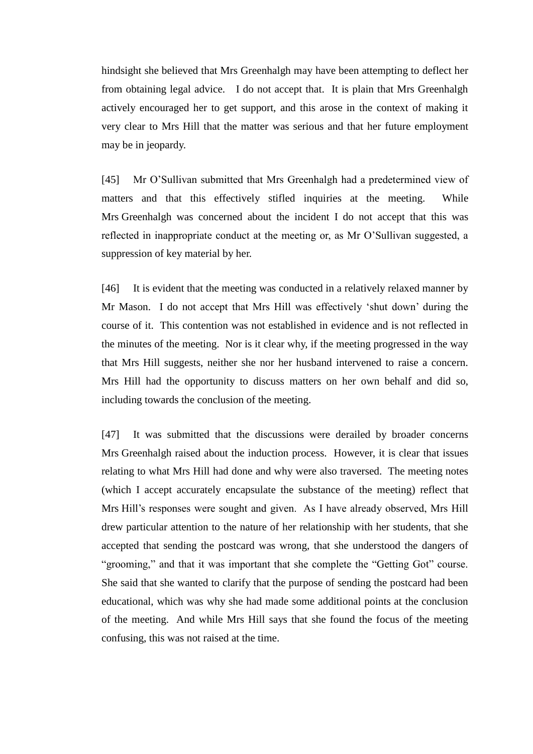hindsight she believed that Mrs Greenhalgh may have been attempting to deflect her from obtaining legal advice. I do not accept that. It is plain that Mrs Greenhalgh actively encouraged her to get support, and this arose in the context of making it very clear to Mrs Hill that the matter was serious and that her future employment may be in jeopardy.

[45] Mr O'Sullivan submitted that Mrs Greenhalgh had a predetermined view of matters and that this effectively stifled inquiries at the meeting. While Mrs Greenhalgh was concerned about the incident I do not accept that this was reflected in inappropriate conduct at the meeting or, as Mr O'Sullivan suggested, a suppression of key material by her.

[46] It is evident that the meeting was conducted in a relatively relaxed manner by Mr Mason. I do not accept that Mrs Hill was effectively 'shut down' during the course of it. This contention was not established in evidence and is not reflected in the minutes of the meeting. Nor is it clear why, if the meeting progressed in the way that Mrs Hill suggests, neither she nor her husband intervened to raise a concern. Mrs Hill had the opportunity to discuss matters on her own behalf and did so, including towards the conclusion of the meeting.

[47] It was submitted that the discussions were derailed by broader concerns Mrs Greenhalgh raised about the induction process. However, it is clear that issues relating to what Mrs Hill had done and why were also traversed. The meeting notes (which I accept accurately encapsulate the substance of the meeting) reflect that Mrs Hill's responses were sought and given. As I have already observed, Mrs Hill drew particular attention to the nature of her relationship with her students, that she accepted that sending the postcard was wrong, that she understood the dangers of "grooming," and that it was important that she complete the "Getting Got" course. She said that she wanted to clarify that the purpose of sending the postcard had been educational, which was why she had made some additional points at the conclusion of the meeting. And while Mrs Hill says that she found the focus of the meeting confusing, this was not raised at the time.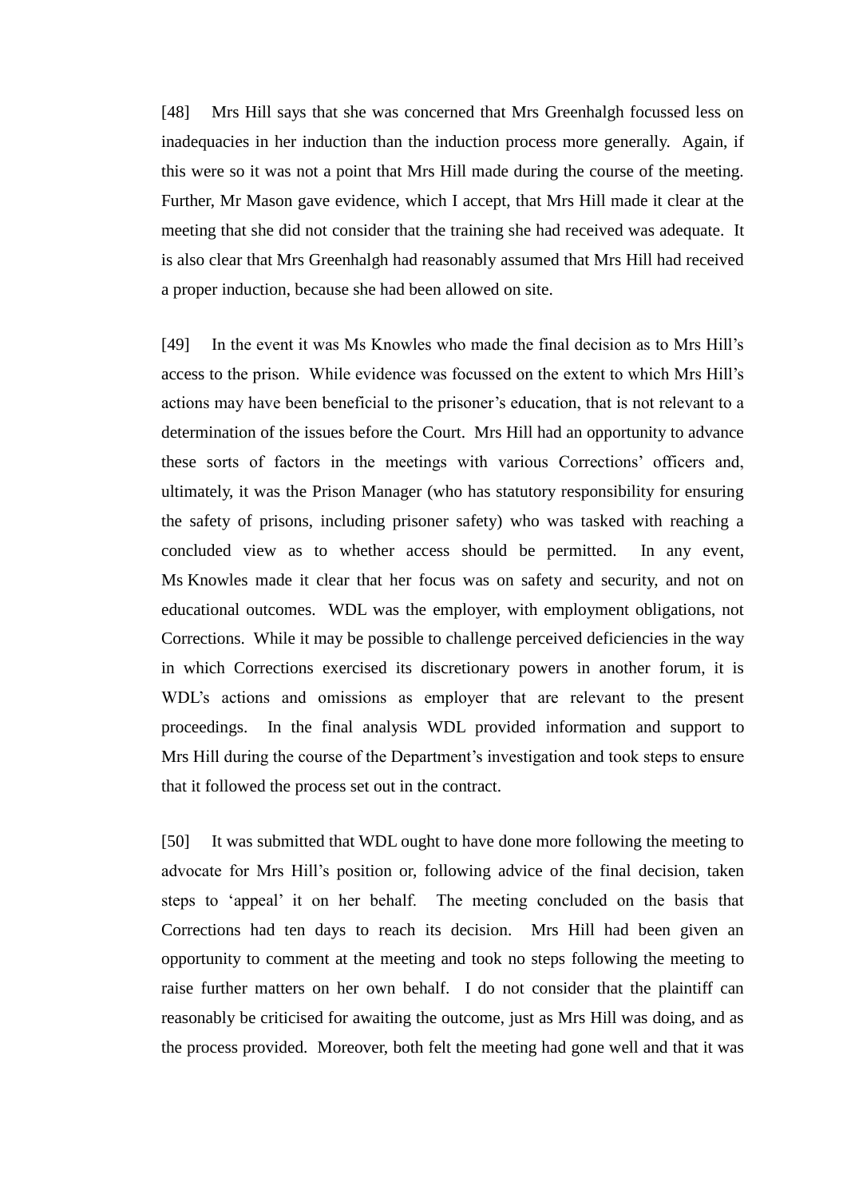[48] Mrs Hill says that she was concerned that Mrs Greenhalgh focussed less on inadequacies in her induction than the induction process more generally. Again, if this were so it was not a point that Mrs Hill made during the course of the meeting. Further, Mr Mason gave evidence, which I accept, that Mrs Hill made it clear at the meeting that she did not consider that the training she had received was adequate. It is also clear that Mrs Greenhalgh had reasonably assumed that Mrs Hill had received a proper induction, because she had been allowed on site.

[49] In the event it was Ms Knowles who made the final decision as to Mrs Hill's access to the prison. While evidence was focussed on the extent to which Mrs Hill's actions may have been beneficial to the prisoner's education, that is not relevant to a determination of the issues before the Court. Mrs Hill had an opportunity to advance these sorts of factors in the meetings with various Corrections' officers and, ultimately, it was the Prison Manager (who has statutory responsibility for ensuring the safety of prisons, including prisoner safety) who was tasked with reaching a concluded view as to whether access should be permitted. In any event, Ms Knowles made it clear that her focus was on safety and security, and not on educational outcomes. WDL was the employer, with employment obligations, not Corrections. While it may be possible to challenge perceived deficiencies in the way in which Corrections exercised its discretionary powers in another forum, it is WDL's actions and omissions as employer that are relevant to the present proceedings. In the final analysis WDL provided information and support to Mrs Hill during the course of the Department's investigation and took steps to ensure that it followed the process set out in the contract.

[50] It was submitted that WDL ought to have done more following the meeting to advocate for Mrs Hill's position or, following advice of the final decision, taken steps to 'appeal' it on her behalf. The meeting concluded on the basis that Corrections had ten days to reach its decision. Mrs Hill had been given an opportunity to comment at the meeting and took no steps following the meeting to raise further matters on her own behalf. I do not consider that the plaintiff can reasonably be criticised for awaiting the outcome, just as Mrs Hill was doing, and as the process provided. Moreover, both felt the meeting had gone well and that it was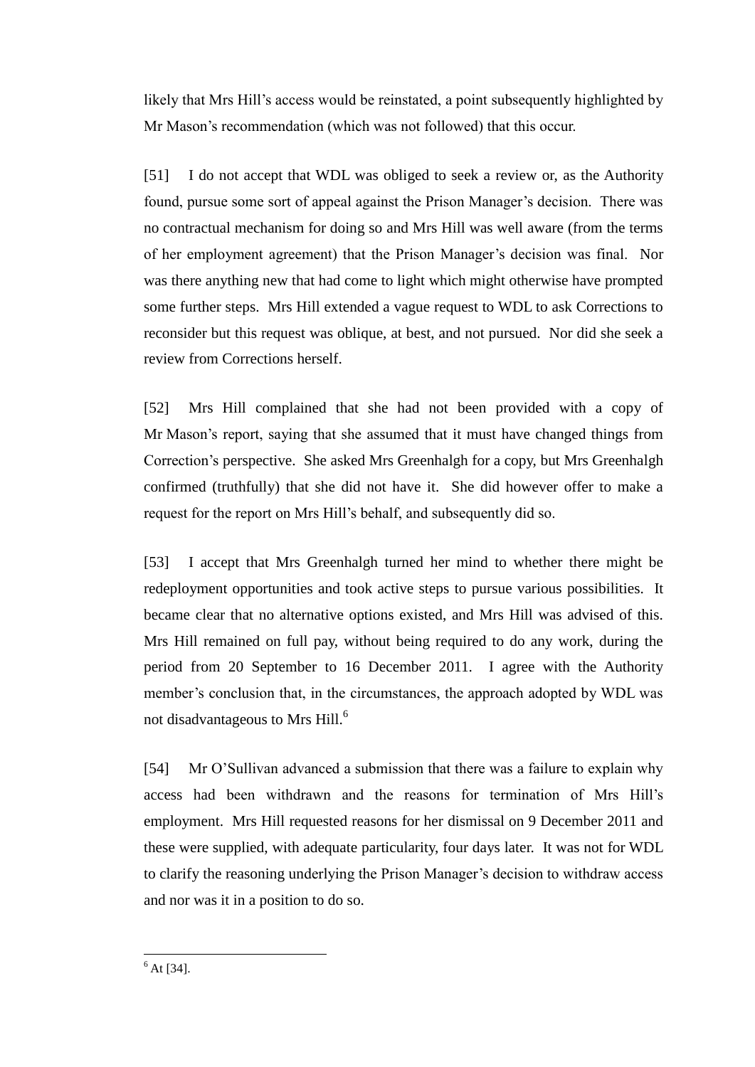likely that Mrs Hill's access would be reinstated, a point subsequently highlighted by Mr Mason's recommendation (which was not followed) that this occur.

[51] I do not accept that WDL was obliged to seek a review or, as the Authority found, pursue some sort of appeal against the Prison Manager's decision. There was no contractual mechanism for doing so and Mrs Hill was well aware (from the terms of her employment agreement) that the Prison Manager's decision was final. Nor was there anything new that had come to light which might otherwise have prompted some further steps. Mrs Hill extended a vague request to WDL to ask Corrections to reconsider but this request was oblique, at best, and not pursued. Nor did she seek a review from Corrections herself.

[52] Mrs Hill complained that she had not been provided with a copy of Mr Mason's report, saying that she assumed that it must have changed things from Correction's perspective. She asked Mrs Greenhalgh for a copy, but Mrs Greenhalgh confirmed (truthfully) that she did not have it. She did however offer to make a request for the report on Mrs Hill's behalf, and subsequently did so.

[53] I accept that Mrs Greenhalgh turned her mind to whether there might be redeployment opportunities and took active steps to pursue various possibilities. It became clear that no alternative options existed, and Mrs Hill was advised of this. Mrs Hill remained on full pay, without being required to do any work, during the period from 20 September to 16 December 2011. I agree with the Authority member's conclusion that, in the circumstances, the approach adopted by WDL was not disadvantageous to Mrs Hill.[6]

[54] Mr O'Sullivan advanced a submission that there was a failure to explain why access had been withdrawn and the reasons for termination of Mrs Hill's employment. Mrs Hill requested reasons for her dismissal on 9 December 2011 and these were supplied, with adequate particularity, four days later. It was not for WDL to clarify the reasoning underlying the Prison Manager's decision to withdraw access and nor was it in a position to do so.

[6] At [34].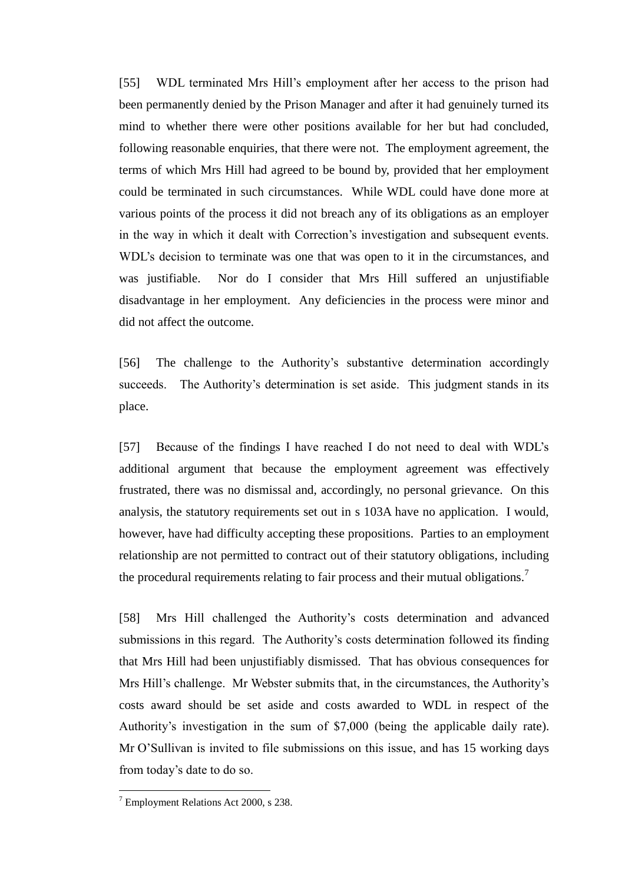[55] WDL terminated Mrs Hill's employment after her access to the prison had been permanently denied by the Prison Manager and after it had genuinely turned its mind to whether there were other positions available for her but had concluded, following reasonable enquiries, that there were not. The employment agreement, the terms of which Mrs Hill had agreed to be bound by, provided that her employment could be terminated in such circumstances. While WDL could have done more at various points of the process it did not breach any of its obligations as an employer in the way in which it dealt with Correction's investigation and subsequent events. WDL's decision to terminate was one that was open to it in the circumstances, and was justifiable. Nor do I consider that Mrs Hill suffered an unjustifiable disadvantage in her employment. Any deficiencies in the process were minor and did not affect the outcome.

[56] The challenge to the Authority's substantive determination accordingly succeeds. The Authority's determination is set aside. This judgment stands in its place.

[57] Because of the findings I have reached I do not need to deal with WDL's additional argument that because the employment agreement was effectively frustrated, there was no dismissal and, accordingly, no personal grievance. On this analysis, the statutory requirements set out in s 103A have no application. I would, however, have had difficulty accepting these propositions. Parties to an employment relationship are not permitted to contract out of their statutory obligations, including the procedural requirements relating to fair process and their mutual obligations.[7]

[58] Mrs Hill challenged the Authority's costs determination and advanced submissions in this regard. The Authority's costs determination followed its finding that Mrs Hill had been unjustifiably dismissed. That has obvious consequences for Mrs Hill's challenge. Mr Webster submits that, in the circumstances, the Authority's costs award should be set aside and costs awarded to WDL in respect of the Authority's investigation in the sum of $7,000 (being the applicable daily rate). Mr O'Sullivan is invited to file submissions on this issue, and has 15 working days from today's date to do so.

---

[7] Employment Relations Act 2000, s 238.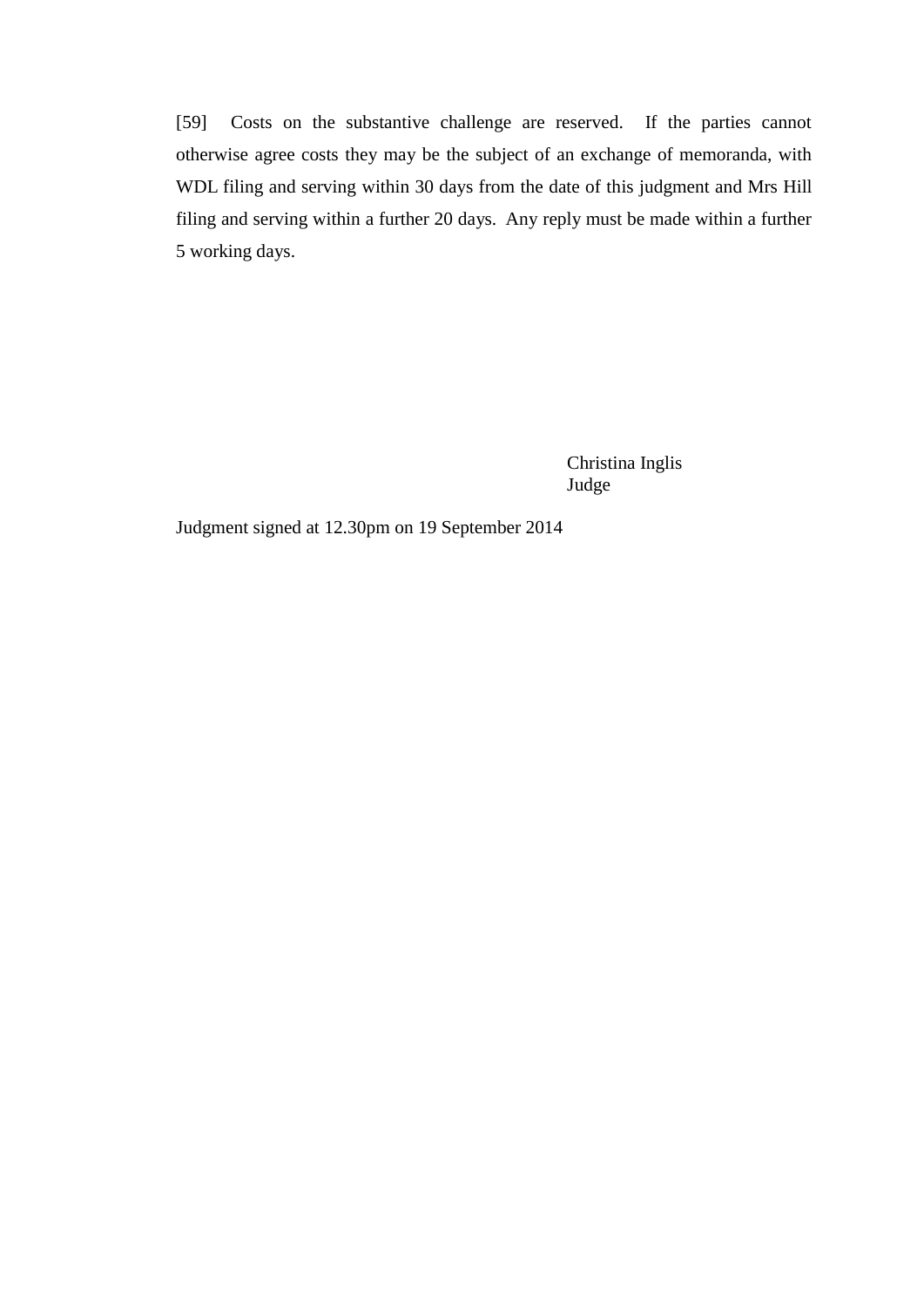[59] Costs on the substantive challenge are reserved. If the parties cannot otherwise agree costs they may be the subject of an exchange of memoranda, with WDL filing and serving within 30 days from the date of this judgment and Mrs Hill filing and serving within a further 20 days. Any reply must be made within a further 5 working days.

Christina Inglis
Judge

Judgment signed at 12.30pm on 19 September 2014